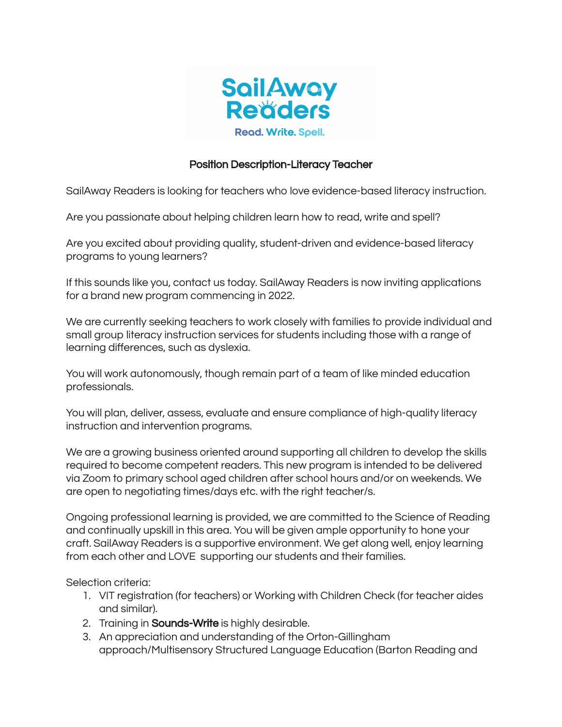SailAway Readers

Read. Write. Spell.

## Position Description-Literacy Teacher

SailAway Readers is looking for teachers who love evidence-based literacy instruction.

Are you passionate about helping children learn how to read, write and spell?

Are you excited about providing quality, student-driven and evidence-based literacy programs to young learners?

If this sounds like you, contact us today. SailAway Readers is now inviting applications for a brand new program commencing in 2022.

We are currently seeking teachers to work closely with families to provide individual and small group literacy instruction services for students including those with a range of learning differences, such as dyslexia.

You will work autonomously, though remain part of a team of like minded education professionals.

You will plan, deliver, assess, evaluate and ensure compliance of high-quality literacy instruction and intervention programs.

We are a growing business oriented around supporting all children to develop the skills required to become competent readers. This new program is intended to be delivered via Zoom to primary school aged children after school hours and/or on weekends. We are open to negotiating times/days etc. with the right teacher/s.

Ongoing professional learning is provided, we are committed to the Science of Reading and continually upskill in this area. You will be given ample opportunity to hone your craft. SailAway Readers is a supportive environment. We get along well, enjoy learning from each other and LOVE supporting our students and their families.

Selection criteria:

1. VIT registration (for teachers) or Working with Children Check (for teacher aides and similar).
2. Training in **Sounds-Write** is highly desirable.
3. An appreciation and understanding of the Orton-Gillingham approach/Multisensory Structured Language Education (Barton Reading and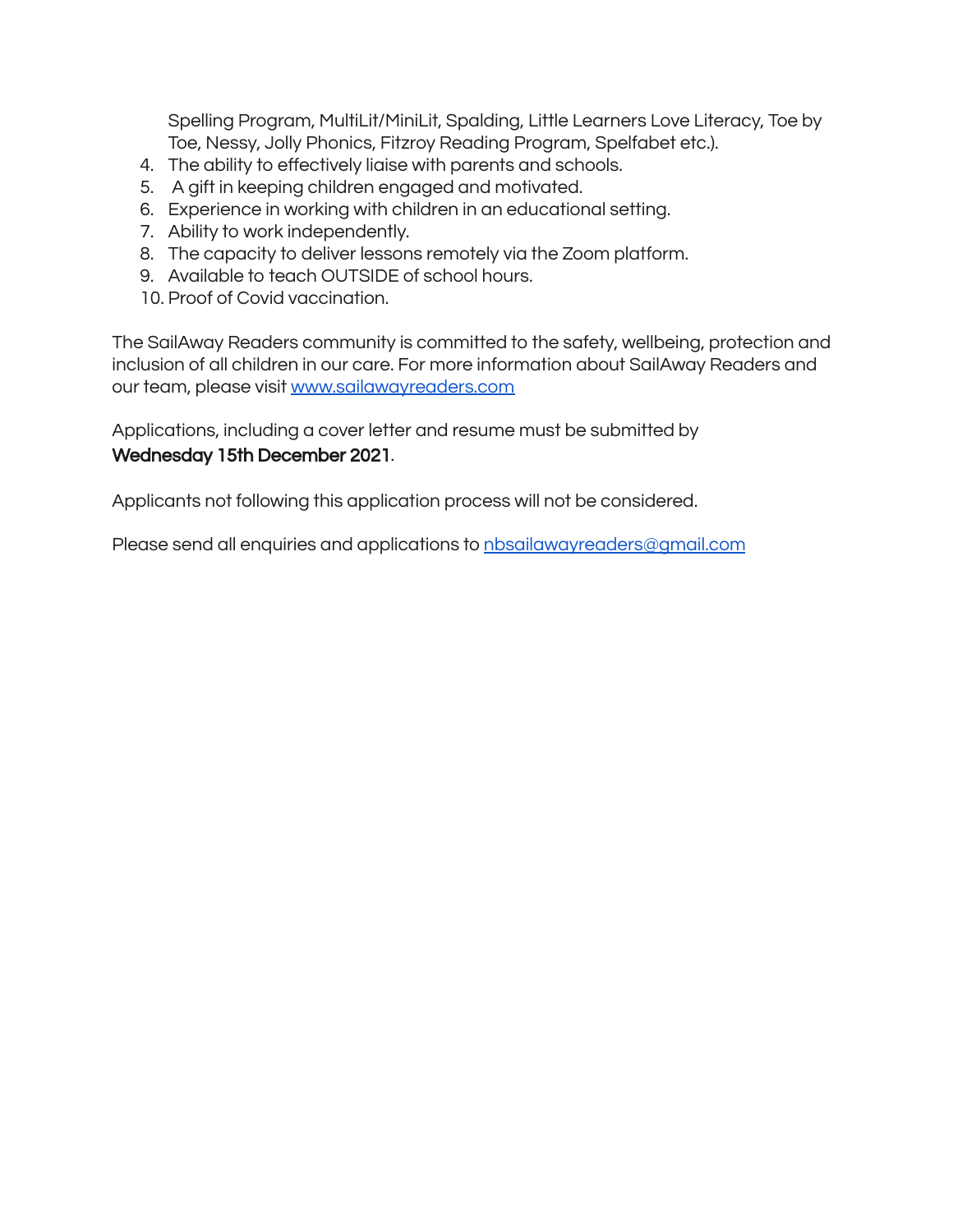Spelling Program, MultiLit/MiniLit, Spalding, Little Learners Love Literacy, Toe by Toe, Nessy, Jolly Phonics, Fitzroy Reading Program, Spelfabet etc.).

4. The ability to effectively liaise with parents and schools.
5. A gift in keeping children engaged and motivated.
6. Experience in working with children in an educational setting.
7. Ability to work independently.
8. The capacity to deliver lessons remotely via the Zoom platform.
9. Available to teach OUTSIDE of school hours.
10. Proof of Covid vaccination.

The SailAway Readers community is committed to the safety, wellbeing, protection and inclusion of all children in our care. For more information about SailAway Readers and our team, please visit [www.sailawayreaders.com](http://www.sailawayreaders.com)

Applications, including a cover letter and resume must be submitted by **Wednesday 15th December 2021**.

Applicants not following this application process will not be considered.

Please send all enquiries and applications to [nbsailawayreaders@gmail.com](mailto:nbsailawayreaders@gmail.com)